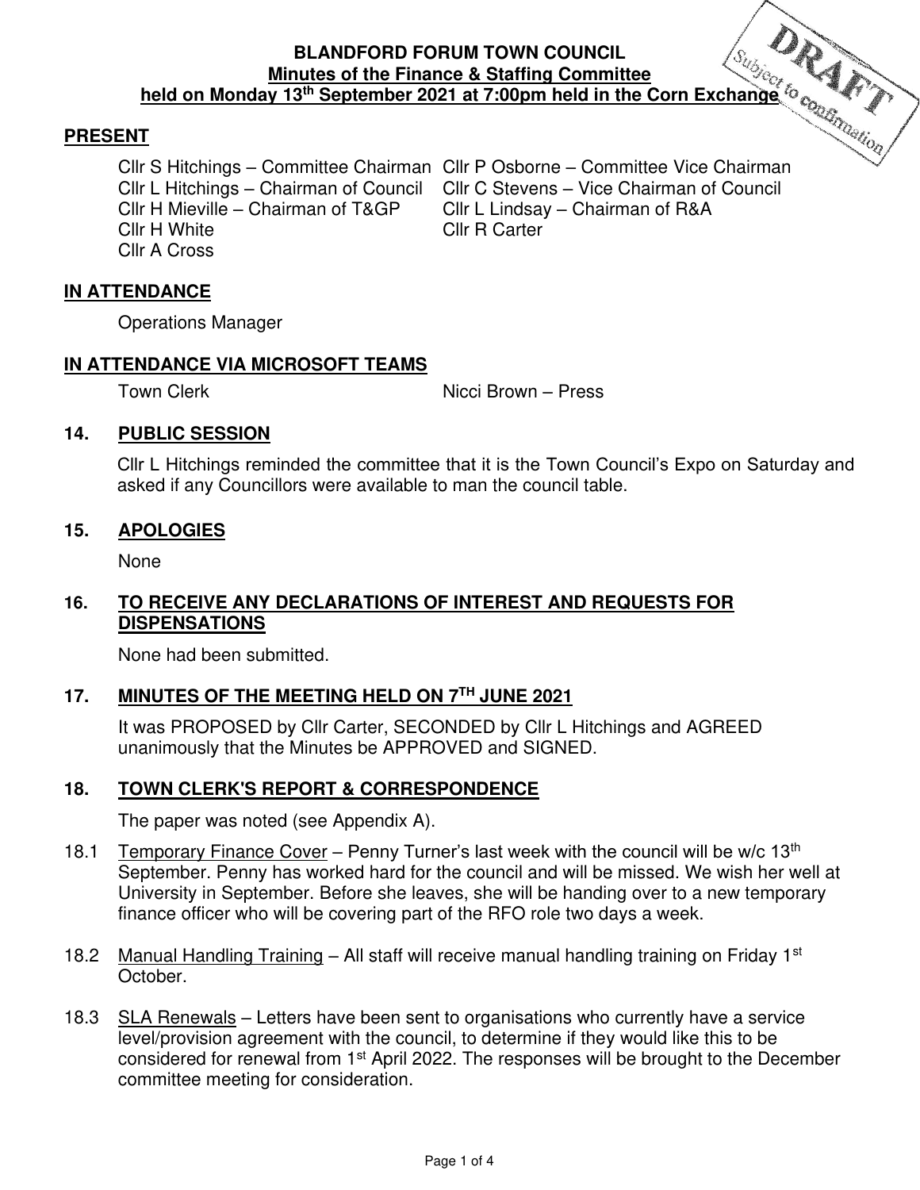**BLANDFORD FORUM TOWN COUNCIL**
**Minutes of the Finance & Staffing Committee**
**held on Monday 13th September 2021 at 7:00pm held in the Corn Exchange**

DRAFT Subject to confirmation

## PRESENT

Cllr S Hitchings – Committee Chairman
Cllr P Osborne – Committee Vice Chairman
Cllr L Hitchings – Chairman of Council
Cllr C Stevens – Vice Chairman of Council
Cllr H Mieville – Chairman of T&GP
Cllr L Lindsay – Chairman of R&A
Cllr H White
Cllr R Carter
Cllr A Cross

## IN ATTENDANCE

Operations Manager

## IN ATTENDANCE VIA MICROSOFT TEAMS

Town Clerk
Nicci Brown – Press

## 14. PUBLIC SESSION

Cllr L Hitchings reminded the committee that it is the Town Council's Expo on Saturday and asked if any Councillors were available to man the council table.

## 15. APOLOGIES

None

## 16. TO RECEIVE ANY DECLARATIONS OF INTEREST AND REQUESTS FOR DISPENSATIONS

None had been submitted.

## 17. MINUTES OF THE MEETING HELD ON 7TH JUNE 2021

It was PROPOSED by Cllr Carter, SECONDED by Cllr L Hitchings and AGREED unanimously that the Minutes be APPROVED and SIGNED.

## 18. TOWN CLERK'S REPORT & CORRESPONDENCE

The paper was noted (see Appendix A).

18.1 Temporary Finance Cover – Penny Turner's last week with the council will be w/c 13th September. Penny has worked hard for the council and will be missed. We wish her well at University in September. Before she leaves, she will be handing over to a new temporary finance officer who will be covering part of the RFO role two days a week.

18.2 Manual Handling Training – All staff will receive manual handling training on Friday 1st October.

18.3 SLA Renewals – Letters have been sent to organisations who currently have a service level/provision agreement with the council, to determine if they would like this to be considered for renewal from 1st April 2022. The responses will be brought to the December committee meeting for consideration.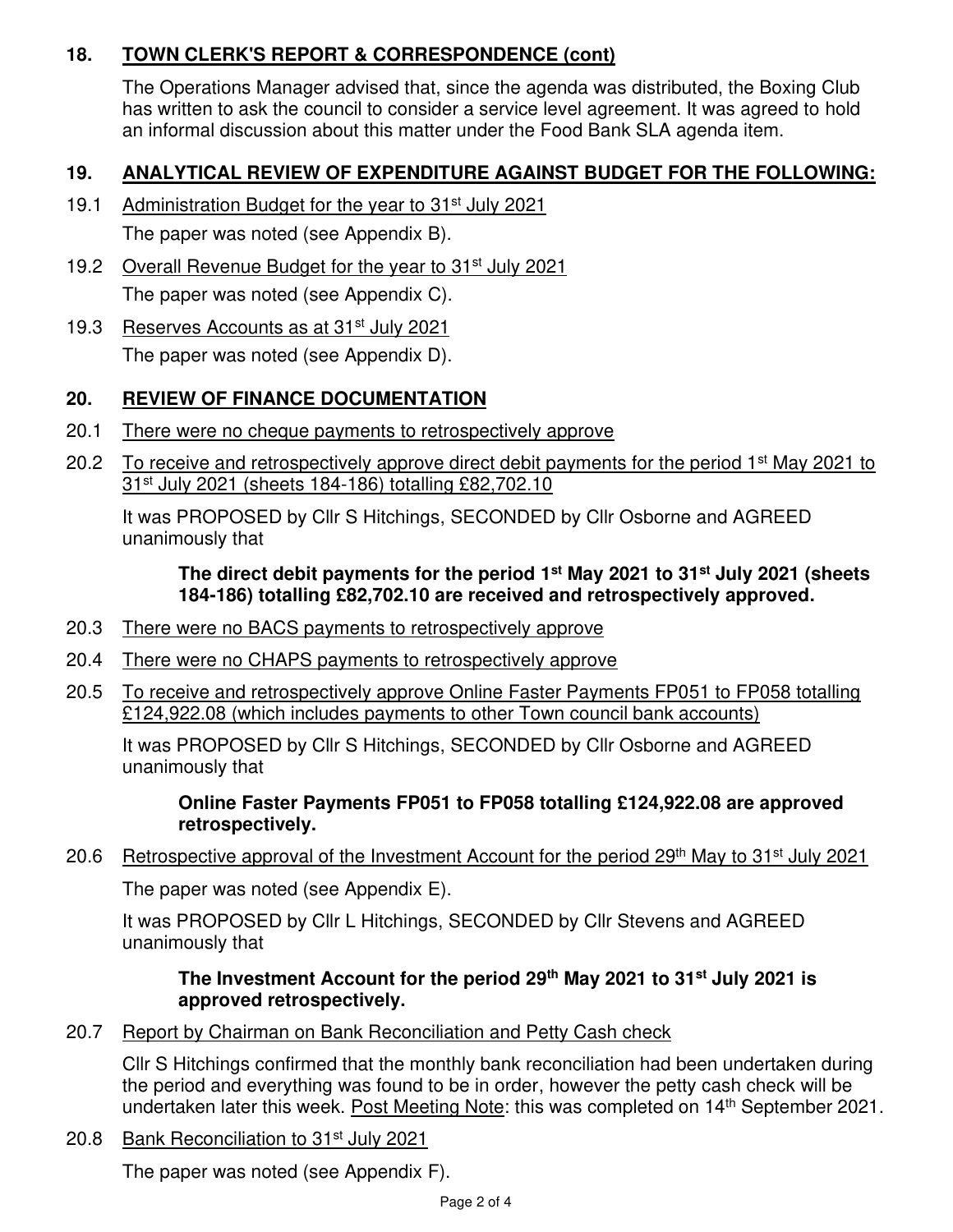## 18. TOWN CLERK'S REPORT & CORRESPONDENCE (cont)

The Operations Manager advised that, since the agenda was distributed, the Boxing Club has written to ask the council to consider a service level agreement. It was agreed to hold an informal discussion about this matter under the Food Bank SLA agenda item.

## 19. ANALYTICAL REVIEW OF EXPENDITURE AGAINST BUDGET FOR THE FOLLOWING:

19.1 Administration Budget for the year to 31st July 2021

The paper was noted (see Appendix B).

19.2 Overall Revenue Budget for the year to 31st July 2021

The paper was noted (see Appendix C).

19.3 Reserves Accounts as at 31st July 2021

The paper was noted (see Appendix D).

## 20. REVIEW OF FINANCE DOCUMENTATION

20.1 There were no cheque payments to retrospectively approve

20.2 To receive and retrospectively approve direct debit payments for the period 1st May 2021 to 31st July 2021 (sheets 184-186) totalling £82,702.10

It was PROPOSED by Cllr S Hitchings, SECONDED by Cllr Osborne and AGREED unanimously that

> **The direct debit payments for the period 1st May 2021 to 31st July 2021 (sheets 184-186) totalling £82,702.10 are received and retrospectively approved.**

20.3 There were no BACS payments to retrospectively approve

20.4 There were no CHAPS payments to retrospectively approve

20.5 To receive and retrospectively approve Online Faster Payments FP051 to FP058 totalling £124,922.08 (which includes payments to other Town council bank accounts)

It was PROPOSED by Cllr S Hitchings, SECONDED by Cllr Osborne and AGREED unanimously that

> **Online Faster Payments FP051 to FP058 totalling £124,922.08 are approved retrospectively.**

20.6 Retrospective approval of the Investment Account for the period 29th May to 31st July 2021

The paper was noted (see Appendix E).

It was PROPOSED by Cllr L Hitchings, SECONDED by Cllr Stevens and AGREED unanimously that

> **The Investment Account for the period 29th May 2021 to 31st July 2021 is approved retrospectively.**

20.7 Report by Chairman on Bank Reconciliation and Petty Cash check

Cllr S Hitchings confirmed that the monthly bank reconciliation had been undertaken during the period and everything was found to be in order, however the petty cash check will be undertaken later this week. Post Meeting Note: this was completed on 14th September 2021.

20.8 Bank Reconciliation to 31st July 2021

The paper was noted (see Appendix F).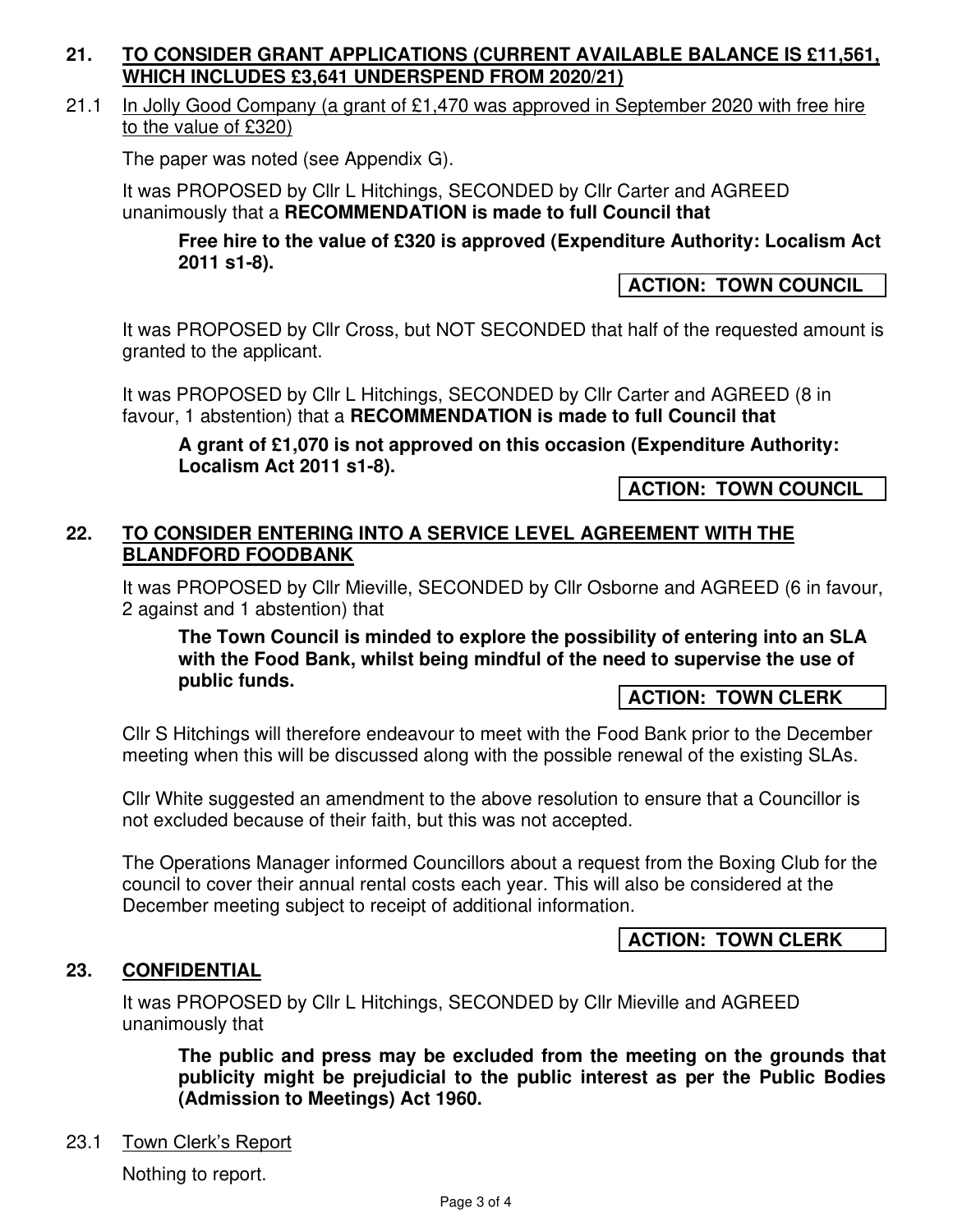## 21. <u>TO CONSIDER GRANT APPLICATIONS (CURRENT AVAILABLE BALANCE IS £11,561, WHICH INCLUDES £3,641 UNDERSPEND FROM 2020/21)</u>

21.1 <u>In Jolly Good Company (a grant of £1,470 was approved in September 2020 with free hire to the value of £320)</u>

The paper was noted (see Appendix G).

It was PROPOSED by Cllr L Hitchings, SECONDED by Cllr Carter and AGREED unanimously that a **RECOMMENDATION is made to full Council that**

> **Free hire to the value of £320 is approved (Expenditure Authority: Localism Act 2011 s1-8).**

**ACTION: TOWN COUNCIL**

It was PROPOSED by Cllr Cross, but NOT SECONDED that half of the requested amount is granted to the applicant.

It was PROPOSED by Cllr L Hitchings, SECONDED by Cllr Carter and AGREED (8 in favour, 1 abstention) that a **RECOMMENDATION is made to full Council that**

> **A grant of £1,070 is not approved on this occasion (Expenditure Authority: Localism Act 2011 s1-8).**

**ACTION: TOWN COUNCIL**

## 22. <u>TO CONSIDER ENTERING INTO A SERVICE LEVEL AGREEMENT WITH THE BLANDFORD FOODBANK</u>

It was PROPOSED by Cllr Mieville, SECONDED by Cllr Osborne and AGREED (6 in favour, 2 against and 1 abstention) that

> **The Town Council is minded to explore the possibility of entering into an SLA with the Food Bank, whilst being mindful of the need to supervise the use of public funds.**

**ACTION: TOWN CLERK**

Cllr S Hitchings will therefore endeavour to meet with the Food Bank prior to the December meeting when this will be discussed along with the possible renewal of the existing SLAs.

Cllr White suggested an amendment to the above resolution to ensure that a Councillor is not excluded because of their faith, but this was not accepted.

The Operations Manager informed Councillors about a request from the Boxing Club for the council to cover their annual rental costs each year. This will also be considered at the December meeting subject to receipt of additional information.

**ACTION: TOWN CLERK**

## 23. <u>CONFIDENTIAL</u>

It was PROPOSED by Cllr L Hitchings, SECONDED by Cllr Mieville and AGREED unanimously that

> **The public and press may be excluded from the meeting on the grounds that publicity might be prejudicial to the public interest as per the Public Bodies (Admission to Meetings) Act 1960.**

23.1 <u>Town Clerk's Report</u>

Nothing to report.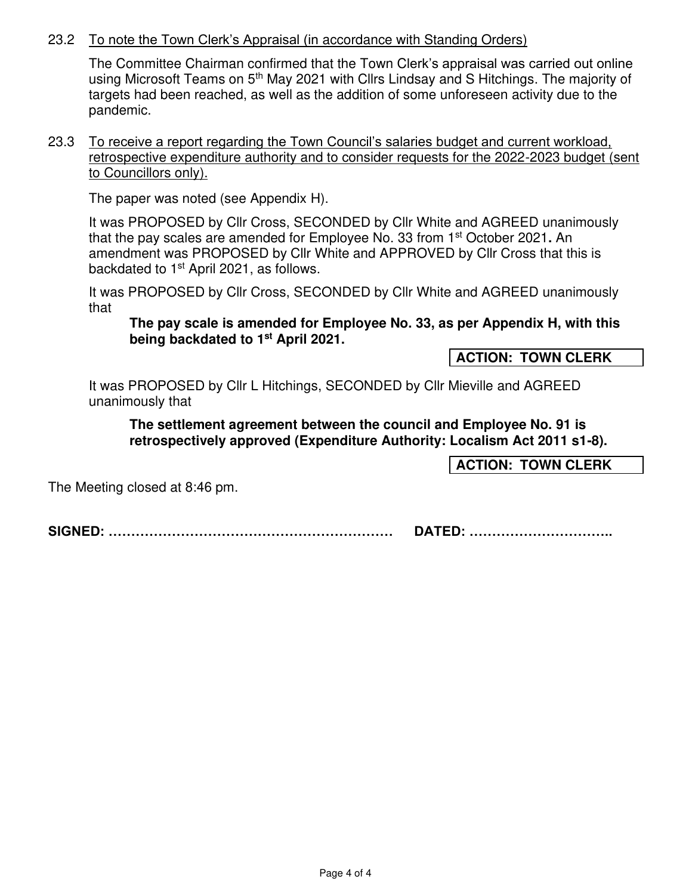23.2 To note the Town Clerk's Appraisal (in accordance with Standing Orders)

The Committee Chairman confirmed that the Town Clerk's appraisal was carried out online using Microsoft Teams on 5th May 2021 with Cllrs Lindsay and S Hitchings. The majority of targets had been reached, as well as the addition of some unforeseen activity due to the pandemic.

23.3 To receive a report regarding the Town Council's salaries budget and current workload, retrospective expenditure authority and to consider requests for the 2022-2023 budget (sent to Councillors only).

The paper was noted (see Appendix H).

It was PROPOSED by Cllr Cross, SECONDED by Cllr White and AGREED unanimously that the pay scales are amended for Employee No. 33 from 1st October 2021. An amendment was PROPOSED by Cllr White and APPROVED by Cllr Cross that this is backdated to 1st April 2021, as follows.

It was PROPOSED by Cllr Cross, SECONDED by Cllr White and AGREED unanimously that

**The pay scale is amended for Employee No. 33, as per Appendix H, with this being backdated to 1st April 2021.**

**ACTION: TOWN CLERK**

It was PROPOSED by Cllr L Hitchings, SECONDED by Cllr Mieville and AGREED unanimously that

**The settlement agreement between the council and Employee No. 91 is retrospectively approved (Expenditure Authority: Localism Act 2011 s1-8).**

**ACTION: TOWN CLERK**

The Meeting closed at 8:46 pm.

**SIGNED: ………………………………………………………… DATED: …………………………..**